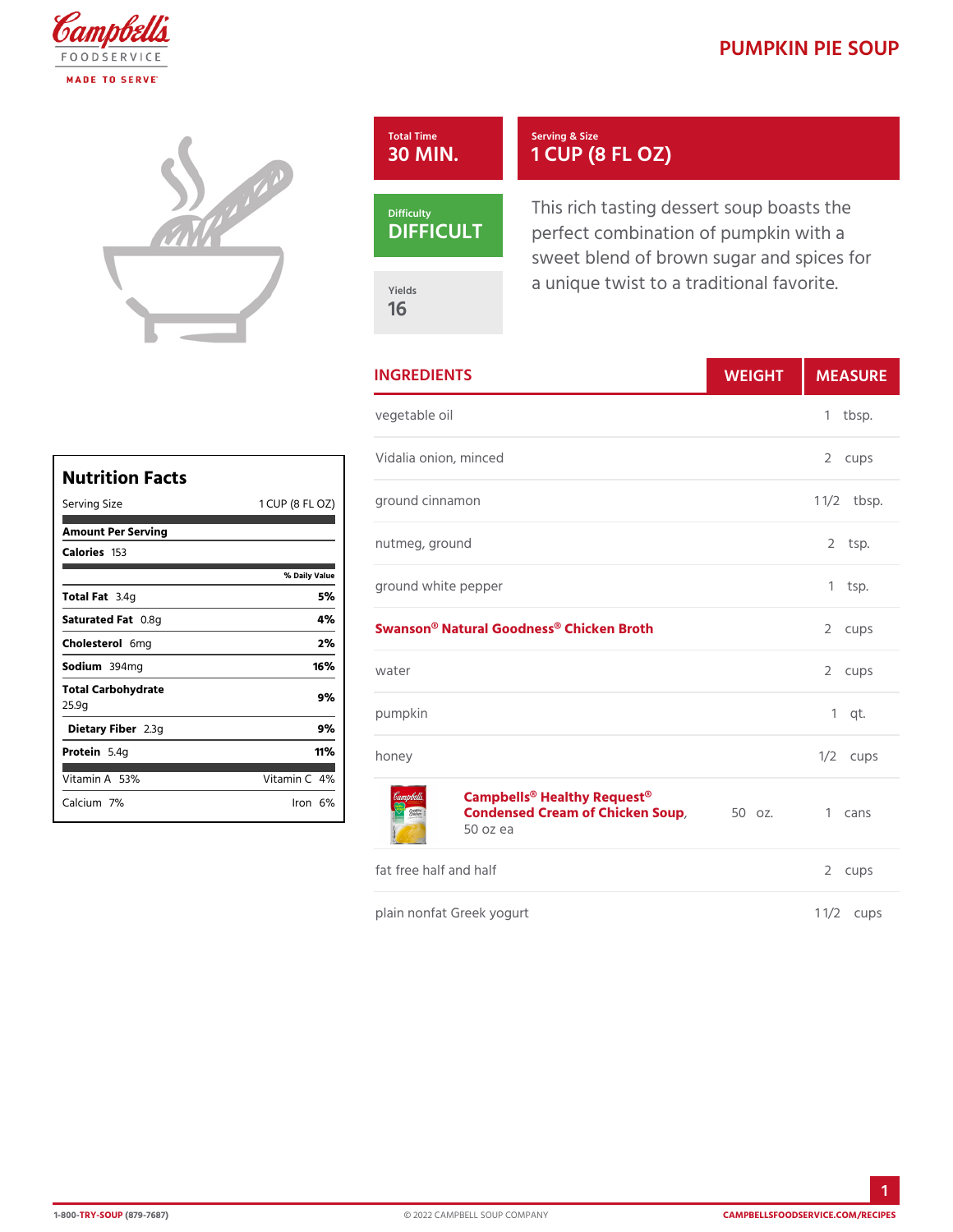Campbell's FOODSERVICE MADE TO SERVE

# PUMPKIN PIE SOUP

**Total Time**
30 MIN.

**Serving & Size**
1 CUP (8 FL OZ)

**Difficulty**
DIFFICULT

**Yields**
16

This rich tasting dessert soup boasts the perfect combination of pumpkin with a sweet blend of brown sugar and spices for a unique twist to a traditional favorite.

## Nutrition Facts

| | |
|---|---|
| Serving Size | 1 CUP (8 FL OZ) |
| **Amount Per Serving** | |
| **Calories** 153 | |
| | **% Daily Value** |
| **Total Fat** 3.4g | **5%** |
| **Saturated Fat** 0.8g | **4%** |
| **Cholesterol** 6mg | **2%** |
| **Sodium** 394mg | **16%** |
| **Total Carbohydrate** 25.9g | **9%** |
| **Dietary Fiber** 2.3g | **9%** |
| **Protein** 5.4g | **11%** |
| Vitamin A 53% | Vitamin C 4% |
| Calcium 7% | Iron 6% |

## INGREDIENTS

| INGREDIENTS | WEIGHT | MEASURE |
|---|---|---|
| vegetable oil | | 1 tbsp. |
| Vidalia onion, minced | | 2 cups |
| ground cinnamon | | 1 1/2 tbsp. |
| nutmeg, ground | | 2 tsp. |
| ground white pepper | | 1 tsp. |
| **Swanson® Natural Goodness® Chicken Broth** | | 2 cups |
| water | | 2 cups |
| pumpkin | | 1 qt. |
| honey | | 1/2 cups |
| **Campbells® Healthy Request® Condensed Cream of Chicken Soup**, 50 oz ea | 50 oz. | 1 cans |
| fat free half and half | | 2 cups |
| plain nonfat Greek yogurt | | 1 1/2 cups |

1-800-TRY-SOUP (879-7687) © 2022 CAMPBELL SOUP COMPANY CAMPBELLSFOODSERVICE.COM/RECIPES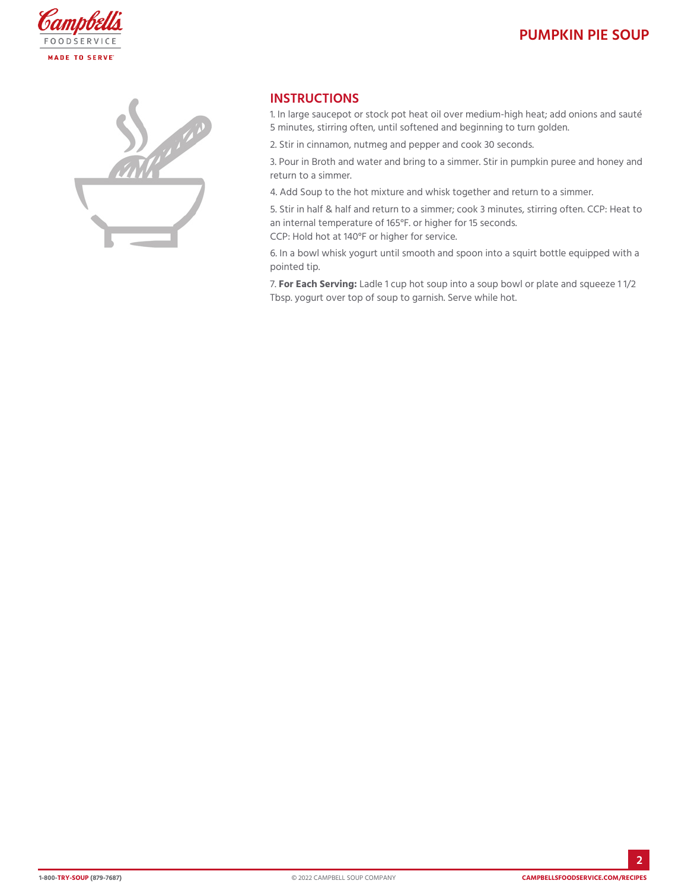## INSTRUCTIONS

1. In large saucepot or stock pot heat oil over medium-high heat; add onions and sauté 5 minutes, stirring often, until softened and beginning to turn golden.

2. Stir in cinnamon, nutmeg and pepper and cook 30 seconds.

3. Pour in Broth and water and bring to a simmer. Stir in pumpkin puree and honey and return to a simmer.

4. Add Soup to the hot mixture and whisk together and return to a simmer.

5. Stir in half & half and return to a simmer; cook 3 minutes, stirring often. CCP: Heat to an internal temperature of 165°F. or higher for 15 seconds.
CCP: Hold hot at 140°F or higher for service.

6. In a bowl whisk yogurt until smooth and spoon into a squirt bottle equipped with a pointed tip.

7. **For Each Serving:** Ladle 1 cup hot soup into a soup bowl or plate and squeeze 1 1/2 Tbsp. yogurt over top of soup to garnish. Serve while hot.